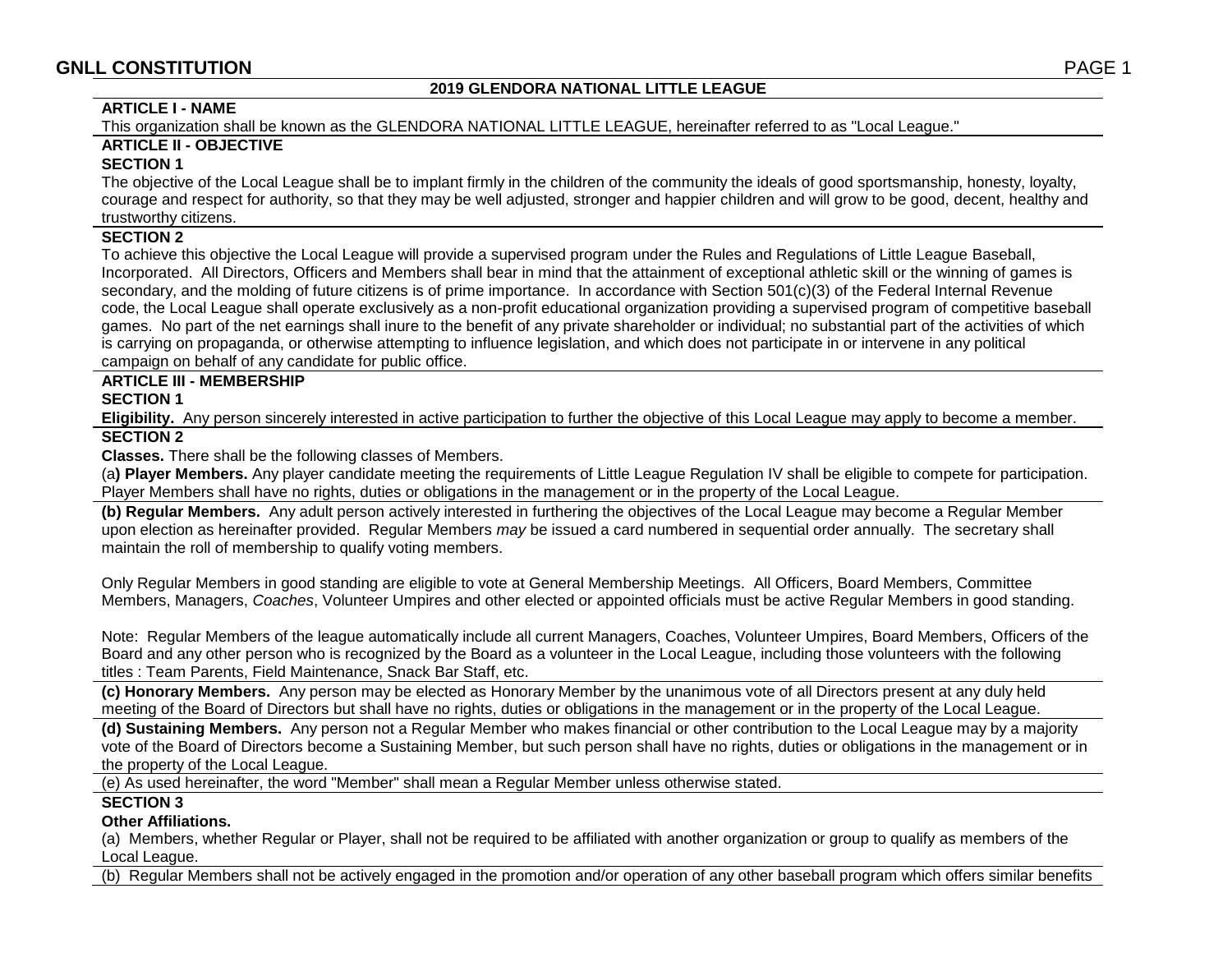# 2019 GLENDORA NATIONAL LITTLE LEAGUE

## ARTICLE I - NAME

This organization shall be known as the GLENDORA NATIONAL LITTLE LEAGUE, hereinafter referred to as "Local League."

## ARTICLE II - OBJECTIVE

### SECTION 1

The objective of the Local League shall be to implant firmly in the children of the community the ideals of good sportsmanship, honesty, loyalty, courage and respect for authority, so that they may be well adjusted, stronger and happier children and will grow to be good, decent, healthy and trustworthy citizens.

### SECTION 2

To achieve this objective the Local League will provide a supervised program under the Rules and Regulations of Little League Baseball, Incorporated. All Directors, Officers and Members shall bear in mind that the attainment of exceptional athletic skill or the winning of games is secondary, and the molding of future citizens is of prime importance. In accordance with Section 501(c)(3) of the Federal Internal Revenue code, the Local League shall operate exclusively as a non-profit educational organization providing a supervised program of competitive baseball games. No part of the net earnings shall inure to the benefit of any private shareholder or individual; no substantial part of the activities of which is carrying on propaganda, or otherwise attempting to influence legislation, and which does not participate in or intervene in any political campaign on behalf of any candidate for public office.

## ARTICLE III - MEMBERSHIP

### SECTION 1

**Eligibility.** Any person sincerely interested in active participation to further the objective of this Local League may apply to become a member.

### SECTION 2

**Classes.** There shall be the following classes of Members.

(a**) Player Members.** Any player candidate meeting the requirements of Little League Regulation IV shall be eligible to compete for participation. Player Members shall have no rights, duties or obligations in the management or in the property of the Local League.

**(b) Regular Members.** Any adult person actively interested in furthering the objectives of the Local League may become a Regular Member upon election as hereinafter provided. Regular Members *may* be issued a card numbered in sequential order annually. The secretary shall maintain the roll of membership to qualify voting members.

Only Regular Members in good standing are eligible to vote at General Membership Meetings. All Officers, Board Members, Committee Members, Managers, *Coaches*, Volunteer Umpires and other elected or appointed officials must be active Regular Members in good standing.

Note: Regular Members of the league automatically include all current Managers, Coaches, Volunteer Umpires, Board Members, Officers of the Board and any other person who is recognized by the Board as a volunteer in the Local League, including those volunteers with the following titles : Team Parents, Field Maintenance, Snack Bar Staff, etc.

**(c) Honorary Members.** Any person may be elected as Honorary Member by the unanimous vote of all Directors present at any duly held meeting of the Board of Directors but shall have no rights, duties or obligations in the management or in the property of the Local League.

**(d) Sustaining Members.** Any person not a Regular Member who makes financial or other contribution to the Local League may by a majority vote of the Board of Directors become a Sustaining Member, but such person shall have no rights, duties or obligations in the management or in the property of the Local League.

(e) As used hereinafter, the word "Member" shall mean a Regular Member unless otherwise stated.

### SECTION 3

**Other Affiliations.**

(a) Members, whether Regular or Player, shall not be required to be affiliated with another organization or group to qualify as members of the Local League.

(b) Regular Members shall not be actively engaged in the promotion and/or operation of any other baseball program which offers similar benefits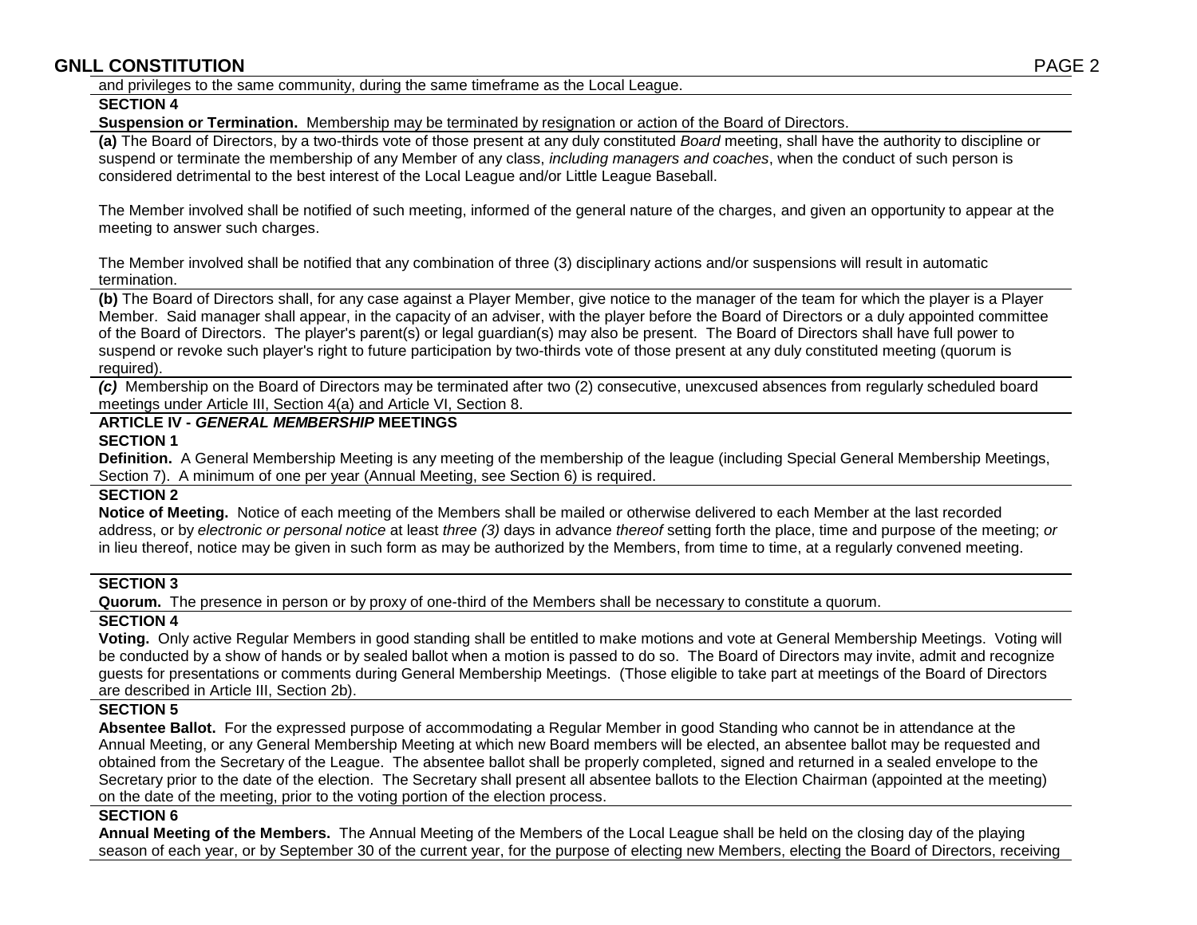and privileges to the same community, during the same timeframe as the Local League.

**SECTION 4**

**Suspension or Termination.** Membership may be terminated by resignation or action of the Board of Directors.

**(a)** The Board of Directors, by a two-thirds vote of those present at any duly constituted *Board* meeting, shall have the authority to discipline or suspend or terminate the membership of any Member of any class, *including managers and coaches*, when the conduct of such person is considered detrimental to the best interest of the Local League and/or Little League Baseball.

The Member involved shall be notified of such meeting, informed of the general nature of the charges, and given an opportunity to appear at the meeting to answer such charges.

The Member involved shall be notified that any combination of three (3) disciplinary actions and/or suspensions will result in automatic termination.

**(b)** The Board of Directors shall, for any case against a Player Member, give notice to the manager of the team for which the player is a Player Member. Said manager shall appear, in the capacity of an adviser, with the player before the Board of Directors or a duly appointed committee of the Board of Directors. The player's parent(s) or legal guardian(s) may also be present. The Board of Directors shall have full power to suspend or revoke such player's right to future participation by two-thirds vote of those present at any duly constituted meeting (quorum is required).

***(c)*** Membership on the Board of Directors may be terminated after two (2) consecutive, unexcused absences from regularly scheduled board meetings under Article III, Section 4(a) and Article VI, Section 8.

## ARTICLE IV - *GENERAL MEMBERSHIP* MEETINGS

**SECTION 1**

**Definition.** A General Membership Meeting is any meeting of the membership of the league (including Special General Membership Meetings, Section 7). A minimum of one per year (Annual Meeting, see Section 6) is required.

**SECTION 2**

**Notice of Meeting.** Notice of each meeting of the Members shall be mailed or otherwise delivered to each Member at the last recorded address, or by *electronic or personal notice* at least *three (3)* days in advance *thereof* setting forth the place, time and purpose of the meeting; *or* in lieu thereof, notice may be given in such form as may be authorized by the Members, from time to time, at a regularly convened meeting.

**SECTION 3**

**Quorum.** The presence in person or by proxy of one-third of the Members shall be necessary to constitute a quorum.

**SECTION 4**

**Voting.** Only active Regular Members in good standing shall be entitled to make motions and vote at General Membership Meetings. Voting will be conducted by a show of hands or by sealed ballot when a motion is passed to do so. The Board of Directors may invite, admit and recognize guests for presentations or comments during General Membership Meetings. (Those eligible to take part at meetings of the Board of Directors are described in Article III, Section 2b).

**SECTION 5**

**Absentee Ballot.** For the expressed purpose of accommodating a Regular Member in good Standing who cannot be in attendance at the Annual Meeting, or any General Membership Meeting at which new Board members will be elected, an absentee ballot may be requested and obtained from the Secretary of the League. The absentee ballot shall be properly completed, signed and returned in a sealed envelope to the Secretary prior to the date of the election. The Secretary shall present all absentee ballots to the Election Chairman (appointed at the meeting) on the date of the meeting, prior to the voting portion of the election process.

**SECTION 6**

**Annual Meeting of the Members.** The Annual Meeting of the Members of the Local League shall be held on the closing day of the playing season of each year, or by September 30 of the current year, for the purpose of electing new Members, electing the Board of Directors, receiving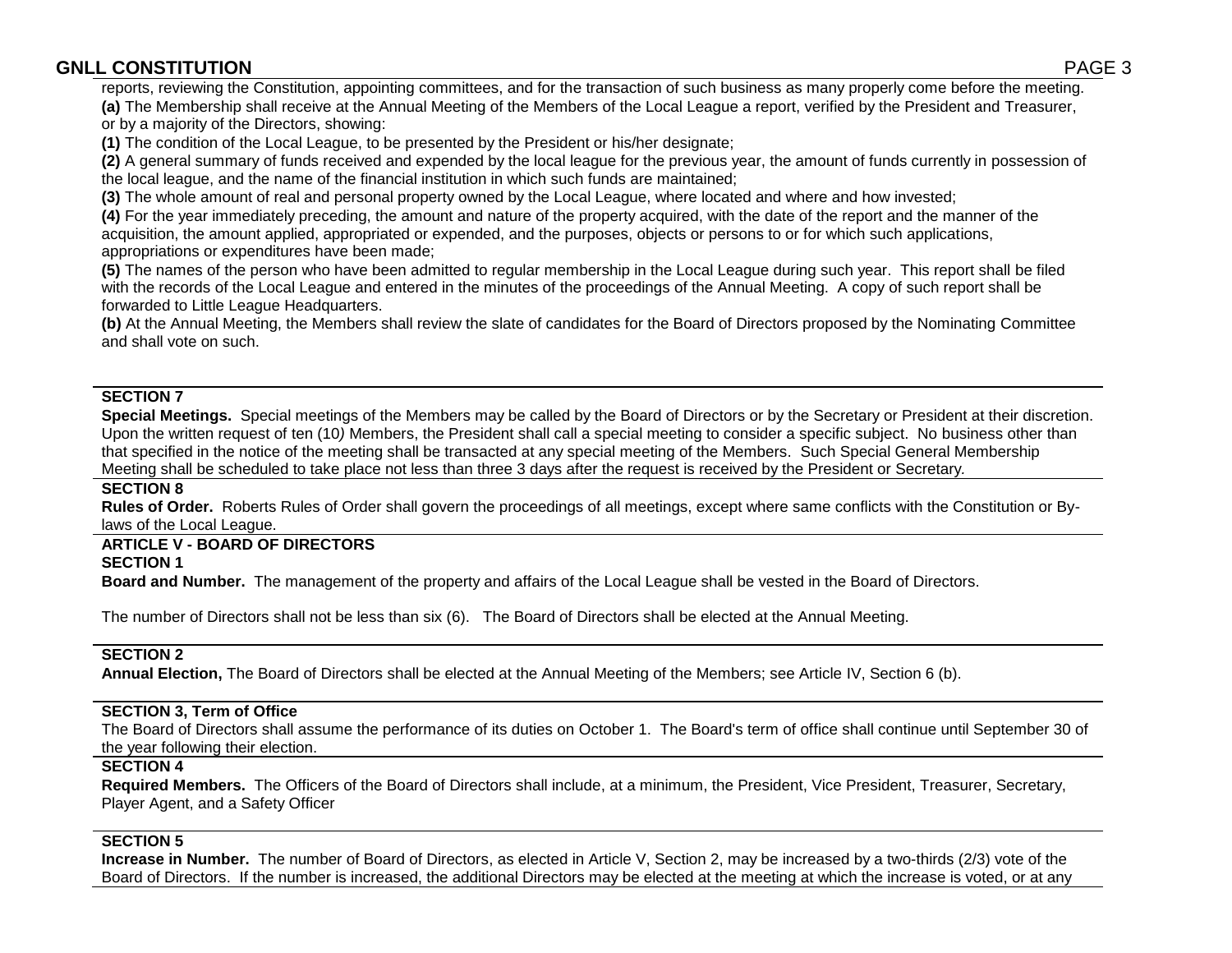reports, reviewing the Constitution, appointing committees, and for the transaction of such business as many properly come before the meeting.

**(a)** The Membership shall receive at the Annual Meeting of the Members of the Local League a report, verified by the President and Treasurer, or by a majority of the Directors, showing:

**(1)** The condition of the Local League, to be presented by the President or his/her designate;

**(2)** A general summary of funds received and expended by the local league for the previous year, the amount of funds currently in possession of the local league, and the name of the financial institution in which such funds are maintained;

**(3)** The whole amount of real and personal property owned by the Local League, where located and where and how invested;

**(4)** For the year immediately preceding, the amount and nature of the property acquired, with the date of the report and the manner of the acquisition, the amount applied, appropriated or expended, and the purposes, objects or persons to or for which such applications, appropriations or expenditures have been made;

**(5)** The names of the person who have been admitted to regular membership in the Local League during such year. This report shall be filed with the records of the Local League and entered in the minutes of the proceedings of the Annual Meeting. A copy of such report shall be forwarded to Little League Headquarters.

**(b)** At the Annual Meeting, the Members shall review the slate of candidates for the Board of Directors proposed by the Nominating Committee and shall vote on such.

**SECTION 7**

**Special Meetings.** Special meetings of the Members may be called by the Board of Directors or by the Secretary or President at their discretion. Upon the written request of ten (10*)* Members, the President shall call a special meeting to consider a specific subject. No business other than that specified in the notice of the meeting shall be transacted at any special meeting of the Members. Such Special General Membership Meeting shall be scheduled to take place not less than three 3 days after the request is received by the President or Secretary*.*

**SECTION 8**

**Rules of Order.** Roberts Rules of Order shall govern the proceedings of all meetings, except where same conflicts with the Constitution or By-laws of the Local League.

## ARTICLE V - BOARD OF DIRECTORS

**SECTION 1**

**Board and Number.** The management of the property and affairs of the Local League shall be vested in the Board of Directors.

The number of Directors shall not be less than six (6). The Board of Directors shall be elected at the Annual Meeting.

**SECTION 2**

**Annual Election,** The Board of Directors shall be elected at the Annual Meeting of the Members; see Article IV, Section 6 (b).

**SECTION 3, Term of Office**

The Board of Directors shall assume the performance of its duties on October 1. The Board's term of office shall continue until September 30 of the year following their election.

**SECTION 4**

**Required Members.** The Officers of the Board of Directors shall include, at a minimum, the President, Vice President, Treasurer, Secretary, Player Agent, and a Safety Officer

**SECTION 5**

**Increase in Number.** The number of Board of Directors, as elected in Article V, Section 2, may be increased by a two-thirds (2/3) vote of the Board of Directors. If the number is increased, the additional Directors may be elected at the meeting at which the increase is voted, or at any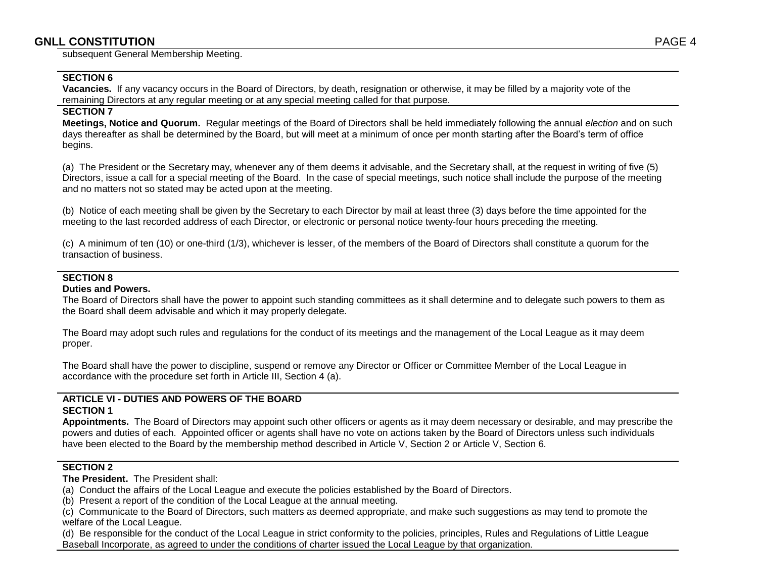subsequent General Membership Meeting.

**SECTION 6**

**Vacancies.** If any vacancy occurs in the Board of Directors, by death, resignation or otherwise, it may be filled by a majority vote of the remaining Directors at any regular meeting or at any special meeting called for that purpose.

**SECTION 7**

**Meetings, Notice and Quorum.** Regular meetings of the Board of Directors shall be held immediately following the annual *election* and on such days thereafter as shall be determined by the Board, but will meet at a minimum of once per month starting after the Board's term of office begins.

(a) The President or the Secretary may, whenever any of them deems it advisable, and the Secretary shall, at the request in writing of five (5) Directors, issue a call for a special meeting of the Board. In the case of special meetings, such notice shall include the purpose of the meeting and no matters not so stated may be acted upon at the meeting.

(b) Notice of each meeting shall be given by the Secretary to each Director by mail at least three (3) days before the time appointed for the meeting to the last recorded address of each Director, or electronic or personal notice twenty-four hours preceding the meeting.

(c) A minimum of ten (10) or one-third (1/3), whichever is lesser, of the members of the Board of Directors shall constitute a quorum for the transaction of business.

**SECTION 8**

**Duties and Powers.**

The Board of Directors shall have the power to appoint such standing committees as it shall determine and to delegate such powers to them as the Board shall deem advisable and which it may properly delegate.

The Board may adopt such rules and regulations for the conduct of its meetings and the management of the Local League as it may deem proper.

The Board shall have the power to discipline, suspend or remove any Director or Officer or Committee Member of the Local League in accordance with the procedure set forth in Article III, Section 4 (a).

## ARTICLE VI - DUTIES AND POWERS OF THE BOARD

**SECTION 1**

**Appointments.** The Board of Directors may appoint such other officers or agents as it may deem necessary or desirable, and may prescribe the powers and duties of each. Appointed officer or agents shall have no vote on actions taken by the Board of Directors unless such individuals have been elected to the Board by the membership method described in Article V, Section 2 or Article V, Section 6.

**SECTION 2**

**The President.** The President shall:

(a) Conduct the affairs of the Local League and execute the policies established by the Board of Directors.

(b) Present a report of the condition of the Local League at the annual meeting.

(c) Communicate to the Board of Directors, such matters as deemed appropriate, and make such suggestions as may tend to promote the welfare of the Local League.

(d) Be responsible for the conduct of the Local League in strict conformity to the policies, principles, Rules and Regulations of Little League Baseball Incorporate, as agreed to under the conditions of charter issued the Local League by that organization.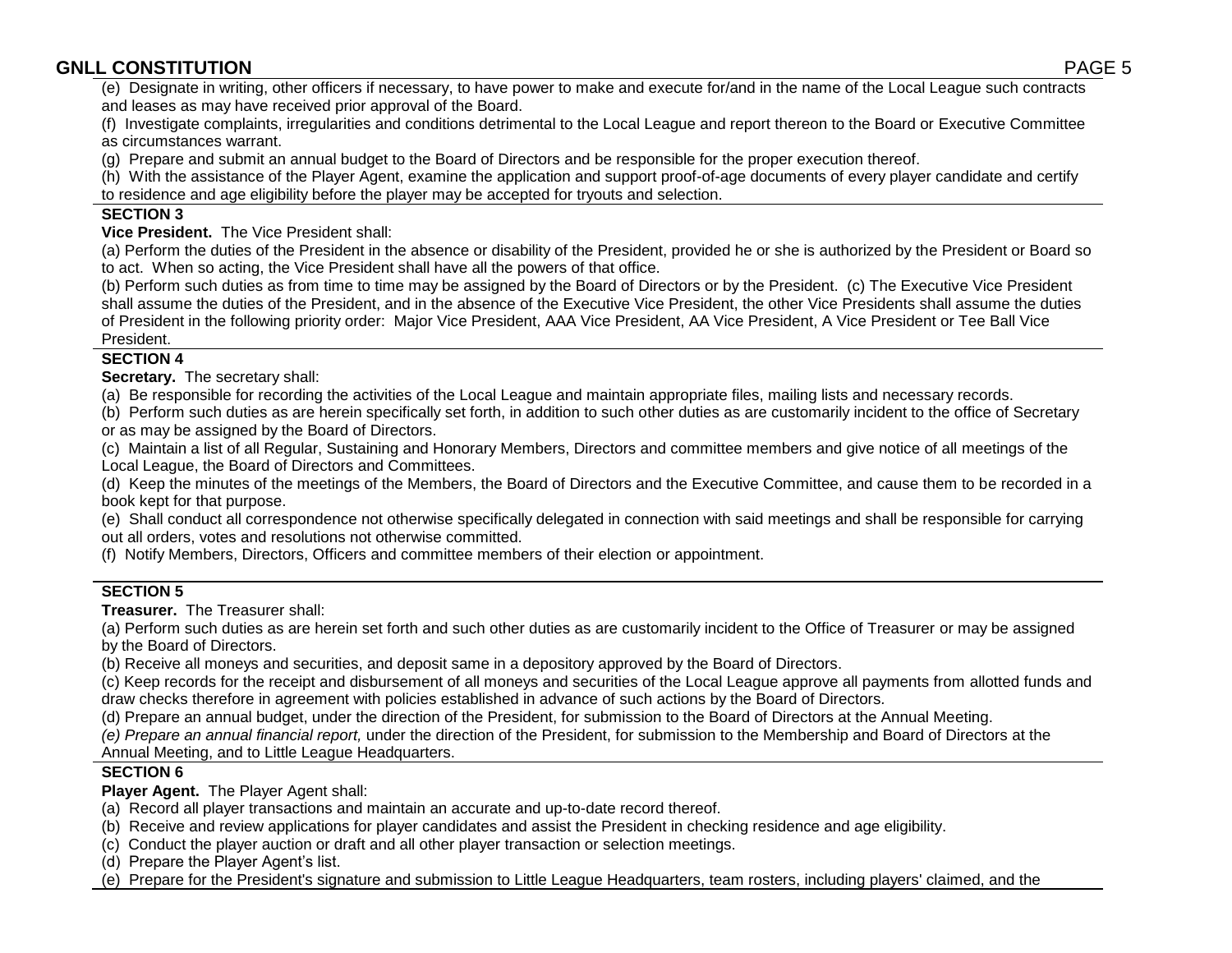(e) Designate in writing, other officers if necessary, to have power to make and execute for/and in the name of the Local League such contracts and leases as may have received prior approval of the Board.

(f) Investigate complaints, irregularities and conditions detrimental to the Local League and report thereon to the Board or Executive Committee as circumstances warrant.

(g) Prepare and submit an annual budget to the Board of Directors and be responsible for the proper execution thereof.

(h) With the assistance of the Player Agent, examine the application and support proof-of-age documents of every player candidate and certify to residence and age eligibility before the player may be accepted for tryouts and selection.

**SECTION 3**

**Vice President.** The Vice President shall:

(a) Perform the duties of the President in the absence or disability of the President, provided he or she is authorized by the President or Board so to act. When so acting, the Vice President shall have all the powers of that office.

(b) Perform such duties as from time to time may be assigned by the Board of Directors or by the President. (c) The Executive Vice President shall assume the duties of the President, and in the absence of the Executive Vice President, the other Vice Presidents shall assume the duties of President in the following priority order: Major Vice President, AAA Vice President, AA Vice President, A Vice President or Tee Ball Vice President.

**SECTION 4**

**Secretary.** The secretary shall:

(a) Be responsible for recording the activities of the Local League and maintain appropriate files, mailing lists and necessary records.

(b) Perform such duties as are herein specifically set forth, in addition to such other duties as are customarily incident to the office of Secretary or as may be assigned by the Board of Directors.

(c) Maintain a list of all Regular, Sustaining and Honorary Members, Directors and committee members and give notice of all meetings of the Local League, the Board of Directors and Committees.

(d) Keep the minutes of the meetings of the Members, the Board of Directors and the Executive Committee, and cause them to be recorded in a book kept for that purpose.

(e) Shall conduct all correspondence not otherwise specifically delegated in connection with said meetings and shall be responsible for carrying out all orders, votes and resolutions not otherwise committed.

(f) Notify Members, Directors, Officers and committee members of their election or appointment.

**SECTION 5**

**Treasurer.** The Treasurer shall:

(a) Perform such duties as are herein set forth and such other duties as are customarily incident to the Office of Treasurer or may be assigned by the Board of Directors.

(b) Receive all moneys and securities, and deposit same in a depository approved by the Board of Directors.

(c) Keep records for the receipt and disbursement of all moneys and securities of the Local League approve all payments from allotted funds and draw checks therefore in agreement with policies established in advance of such actions by the Board of Directors.

(d) Prepare an annual budget, under the direction of the President, for submission to the Board of Directors at the Annual Meeting.

*(e) Prepare an annual financial report,* under the direction of the President, for submission to the Membership and Board of Directors at the Annual Meeting, and to Little League Headquarters.

**SECTION 6**

**Player Agent.** The Player Agent shall:

(a) Record all player transactions and maintain an accurate and up-to-date record thereof.

(b) Receive and review applications for player candidates and assist the President in checking residence and age eligibility.

(c) Conduct the player auction or draft and all other player transaction or selection meetings.

(d) Prepare the Player Agent's list.

(e) Prepare for the President's signature and submission to Little League Headquarters, team rosters, including players' claimed, and the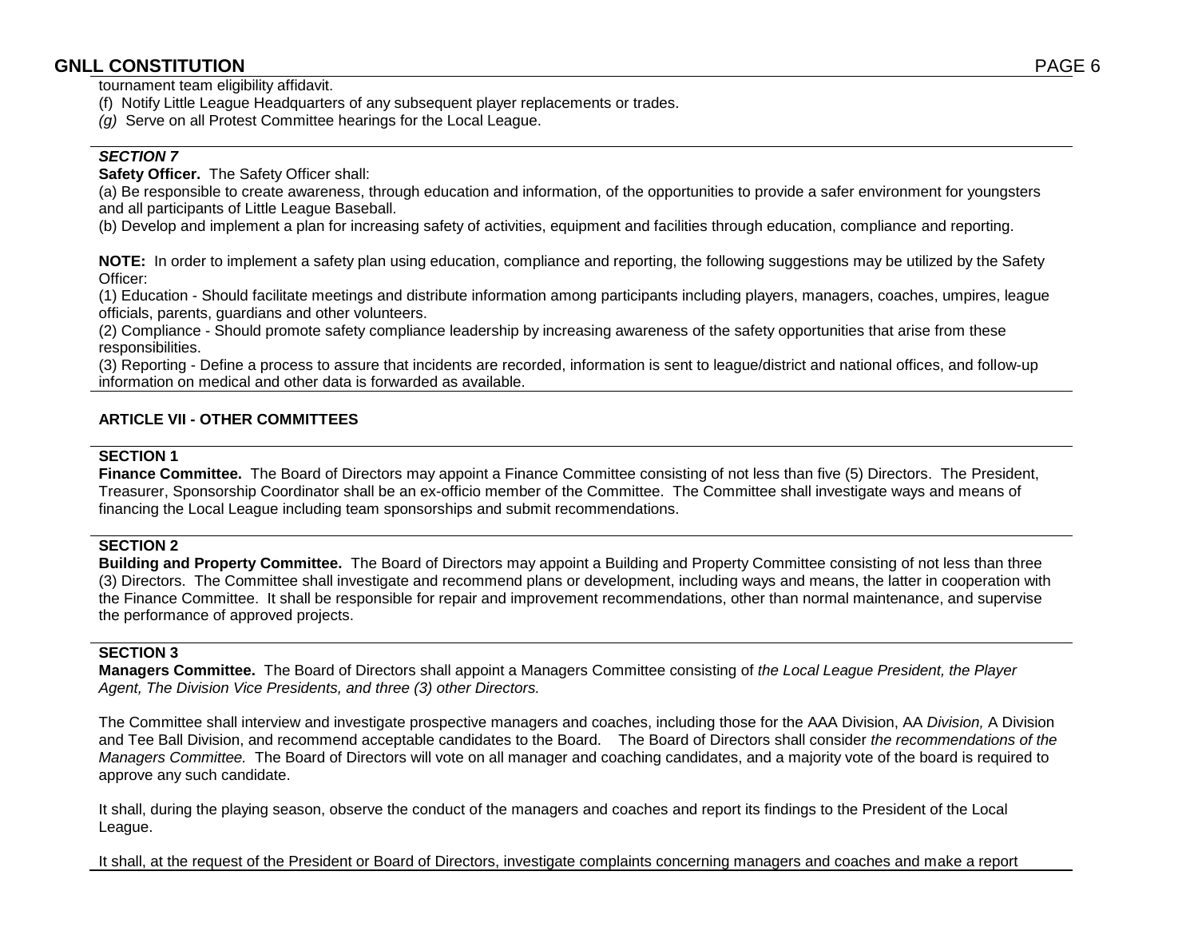tournament team eligibility affidavit.

(f) Notify Little League Headquarters of any subsequent player replacements or trades.

*(g)* Serve on all Protest Committee hearings for the Local League.

***SECTION 7***

**Safety Officer.** The Safety Officer shall:

(a) Be responsible to create awareness, through education and information, of the opportunities to provide a safer environment for youngsters and all participants of Little League Baseball.

(b) Develop and implement a plan for increasing safety of activities, equipment and facilities through education, compliance and reporting.

**NOTE:** In order to implement a safety plan using education, compliance and reporting, the following suggestions may be utilized by the Safety Officer:

(1) Education - Should facilitate meetings and distribute information among participants including players, managers, coaches, umpires, league officials, parents, guardians and other volunteers.

(2) Compliance - Should promote safety compliance leadership by increasing awareness of the safety opportunities that arise from these responsibilities.

(3) Reporting - Define a process to assure that incidents are recorded, information is sent to league/district and national offices, and follow-up information on medical and other data is forwarded as available.

## ARTICLE VII - OTHER COMMITTEES

**SECTION 1**

**Finance Committee.** The Board of Directors may appoint a Finance Committee consisting of not less than five (5) Directors. The President, Treasurer, Sponsorship Coordinator shall be an ex-officio member of the Committee. The Committee shall investigate ways and means of financing the Local League including team sponsorships and submit recommendations.

**SECTION 2**

**Building and Property Committee.** The Board of Directors may appoint a Building and Property Committee consisting of not less than three (3) Directors. The Committee shall investigate and recommend plans or development, including ways and means, the latter in cooperation with the Finance Committee. It shall be responsible for repair and improvement recommendations, other than normal maintenance, and supervise the performance of approved projects.

**SECTION 3**

**Managers Committee.** The Board of Directors shall appoint a Managers Committee consisting of *the Local League President, the Player Agent, The Division Vice Presidents, and three (3) other Directors.*

The Committee shall interview and investigate prospective managers and coaches, including those for the AAA Division, AA *Division,* A Division and Tee Ball Division, and recommend acceptable candidates to the Board. The Board of Directors shall consider *the recommendations of the Managers Committee.* The Board of Directors will vote on all manager and coaching candidates, and a majority vote of the board is required to approve any such candidate.

It shall, during the playing season, observe the conduct of the managers and coaches and report its findings to the President of the Local League.

It shall, at the request of the President or Board of Directors, investigate complaints concerning managers and coaches and make a report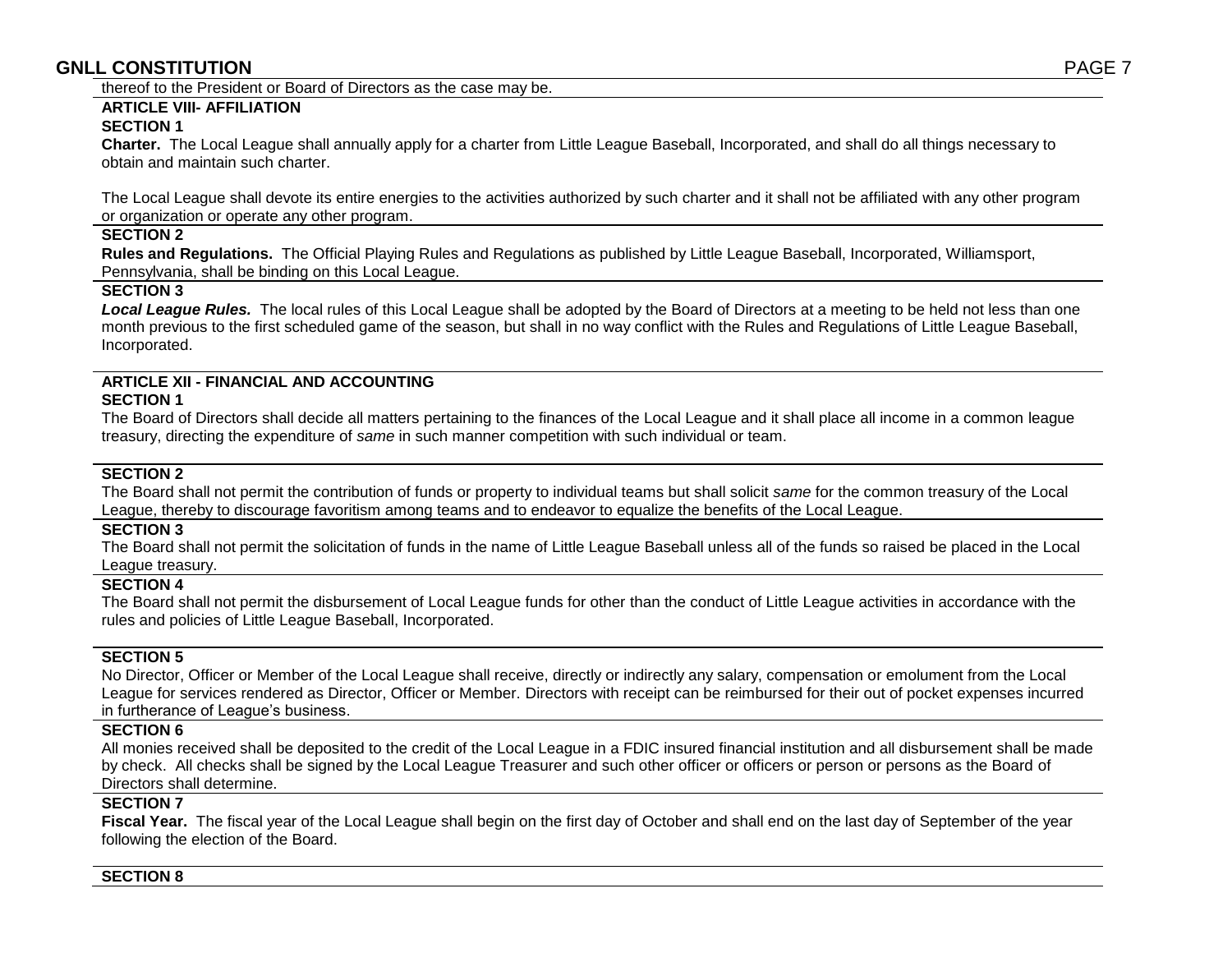thereof to the President or Board of Directors as the case may be.

## ARTICLE VIII- AFFILIATION

### SECTION 1

**Charter.** The Local League shall annually apply for a charter from Little League Baseball, Incorporated, and shall do all things necessary to obtain and maintain such charter.

The Local League shall devote its entire energies to the activities authorized by such charter and it shall not be affiliated with any other program or organization or operate any other program.

### SECTION 2

**Rules and Regulations.** The Official Playing Rules and Regulations as published by Little League Baseball, Incorporated, Williamsport, Pennsylvania, shall be binding on this Local League.

### SECTION 3

***Local League Rules.*** The local rules of this Local League shall be adopted by the Board of Directors at a meeting to be held not less than one month previous to the first scheduled game of the season, but shall in no way conflict with the Rules and Regulations of Little League Baseball, Incorporated.

## ARTICLE XII - FINANCIAL AND ACCOUNTING

### SECTION 1

The Board of Directors shall decide all matters pertaining to the finances of the Local League and it shall place all income in a common league treasury, directing the expenditure of *same* in such manner competition with such individual or team.

### SECTION 2

The Board shall not permit the contribution of funds or property to individual teams but shall solicit *same* for the common treasury of the Local League, thereby to discourage favoritism among teams and to endeavor to equalize the benefits of the Local League.

### SECTION 3

The Board shall not permit the solicitation of funds in the name of Little League Baseball unless all of the funds so raised be placed in the Local League treasury.

### SECTION 4

The Board shall not permit the disbursement of Local League funds for other than the conduct of Little League activities in accordance with the rules and policies of Little League Baseball, Incorporated.

### SECTION 5

No Director, Officer or Member of the Local League shall receive, directly or indirectly any salary, compensation or emolument from the Local League for services rendered as Director, Officer or Member. Directors with receipt can be reimbursed for their out of pocket expenses incurred in furtherance of League's business.

### SECTION 6

All monies received shall be deposited to the credit of the Local League in a FDIC insured financial institution and all disbursement shall be made by check. All checks shall be signed by the Local League Treasurer and such other officer or officers or person or persons as the Board of Directors shall determine.

### SECTION 7

**Fiscal Year.** The fiscal year of the Local League shall begin on the first day of October and shall end on the last day of September of the year following the election of the Board.

### SECTION 8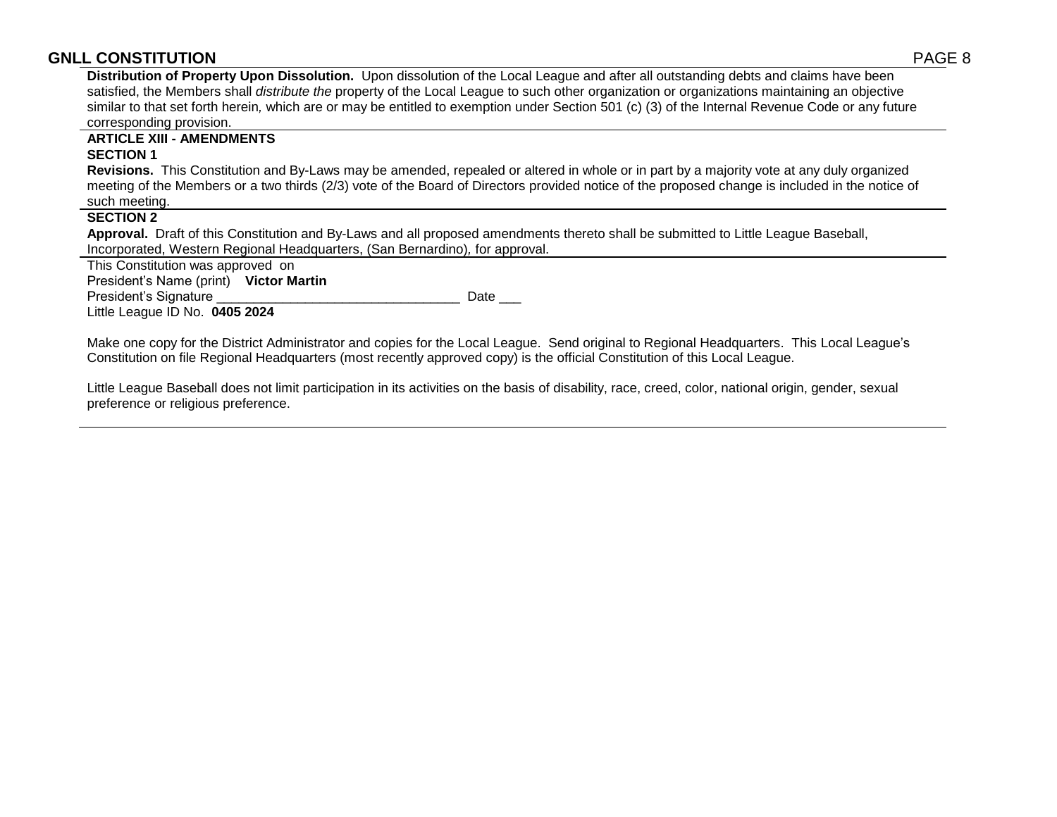**Distribution of Property Upon Dissolution.** Upon dissolution of the Local League and after all outstanding debts and claims have been satisfied, the Members shall *distribute the* property of the Local League to such other organization or organizations maintaining an objective similar to that set forth herein, which are or may be entitled to exemption under Section 501 (c) (3) of the Internal Revenue Code or any future corresponding provision.

## ARTICLE XIII - AMENDMENTS

### SECTION 1

**Revisions.** This Constitution and By-Laws may be amended, repealed or altered in whole or in part by a majority vote at any duly organized meeting of the Members or a two thirds (2/3) vote of the Board of Directors provided notice of the proposed change is included in the notice of such meeting.

### SECTION 2

**Approval.** Draft of this Constitution and By-Laws and all proposed amendments thereto shall be submitted to Little League Baseball, Incorporated, Western Regional Headquarters, (San Bernardino), for approval.

This Constitution was approved on

President's Name (print) **Victor Martin**

President's Signature ________________________________ Date ___

Little League ID No. **0405 2024**

Make one copy for the District Administrator and copies for the Local League. Send original to Regional Headquarters. This Local League's Constitution on file Regional Headquarters (most recently approved copy) is the official Constitution of this Local League.

Little League Baseball does not limit participation in its activities on the basis of disability, race, creed, color, national origin, gender, sexual preference or religious preference.